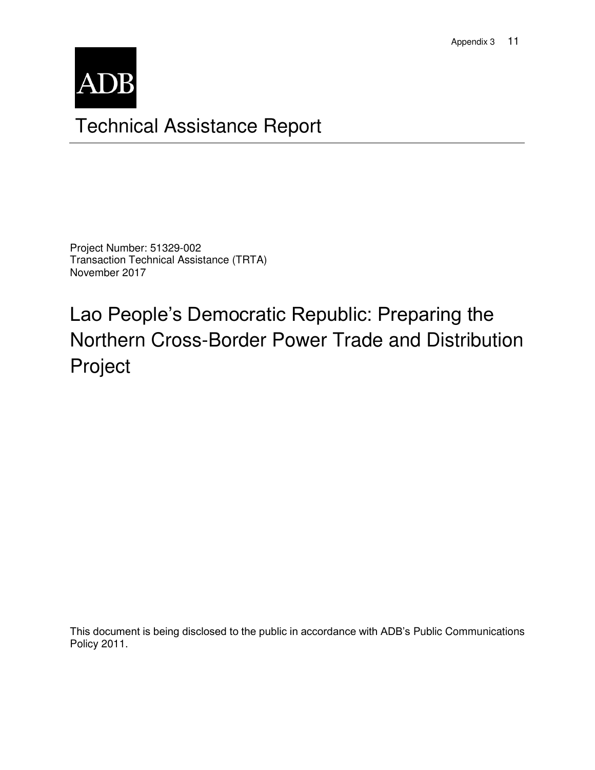ADB

# Technical Assistance Report

Project Number: 51329-002
Transaction Technical Assistance (TRTA)
November 2017

## Lao People's Democratic Republic: Preparing the Northern Cross-Border Power Trade and Distribution Project

This document is being disclosed to the public in accordance with ADB's Public Communications Policy 2011.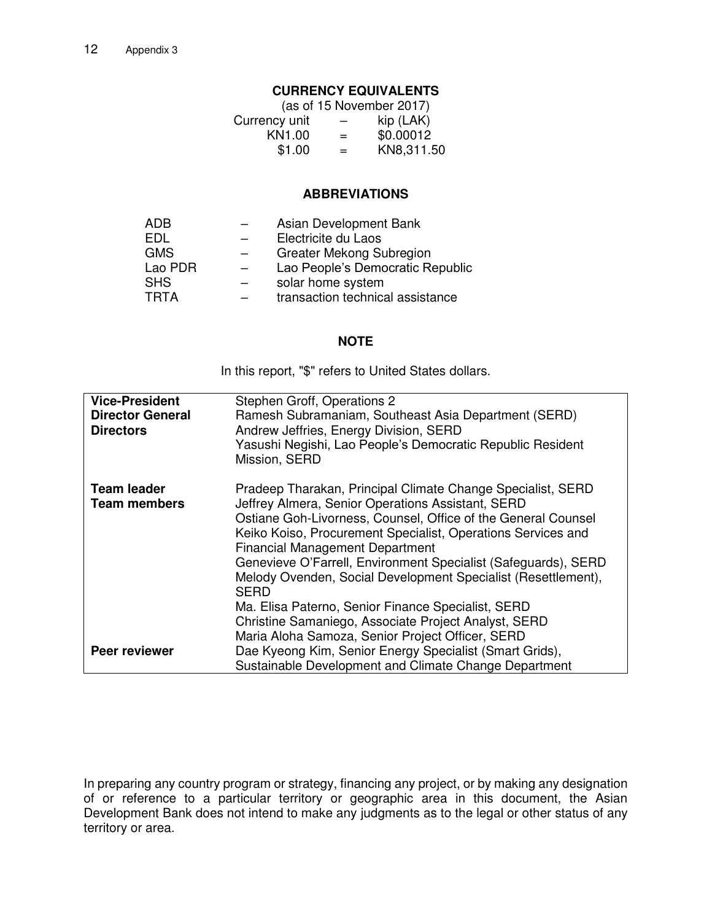## CURRENCY EQUIVALENTS

(as of 15 November 2017)

| | | |
|---|---|---|
| Currency unit | – | kip (LAK) |
| KN1.00 | = | $0.00012 |
| $1.00 | = | KN8,311.50 |

## ABBREVIATIONS

| | | |
|---|---|---|
| ADB | – | Asian Development Bank |
| EDL | – | Electricite du Laos |
| GMS | – | Greater Mekong Subregion |
| Lao PDR | – | Lao People's Democratic Republic |
| SHS | – | solar home system |
| TRTA | – | transaction technical assistance |

## NOTE

In this report, "$" refers to United States dollars.

| | |
|---|---|
| **Vice-President** | Stephen Groff, Operations 2 |
| **Director General** | Ramesh Subramaniam, Southeast Asia Department (SERD) |
| **Directors** | Andrew Jeffries, Energy Division, SERD<br>Yasushi Negishi, Lao People's Democratic Republic Resident Mission, SERD |
| **Team leader** | Pradeep Tharakan, Principal Climate Change Specialist, SERD |
| **Team members** | Jeffrey Almera, Senior Operations Assistant, SERD<br>Ostiane Goh-Livorness, Counsel, Office of the General Counsel<br>Keiko Koiso, Procurement Specialist, Operations Services and Financial Management Department<br>Genevieve O'Farrell, Environment Specialist (Safeguards), SERD<br>Melody Ovenden, Social Development Specialist (Resettlement), SERD<br>Ma. Elisa Paterno, Senior Finance Specialist, SERD<br>Christine Samaniego, Associate Project Analyst, SERD<br>Maria Aloha Samoza, Senior Project Officer, SERD |
| **Peer reviewer** | Dae Kyeong Kim, Senior Energy Specialist (Smart Grids), Sustainable Development and Climate Change Department |

In preparing any country program or strategy, financing any project, or by making any designation of or reference to a particular territory or geographic area in this document, the Asian Development Bank does not intend to make any judgments as to the legal or other status of any territory or area.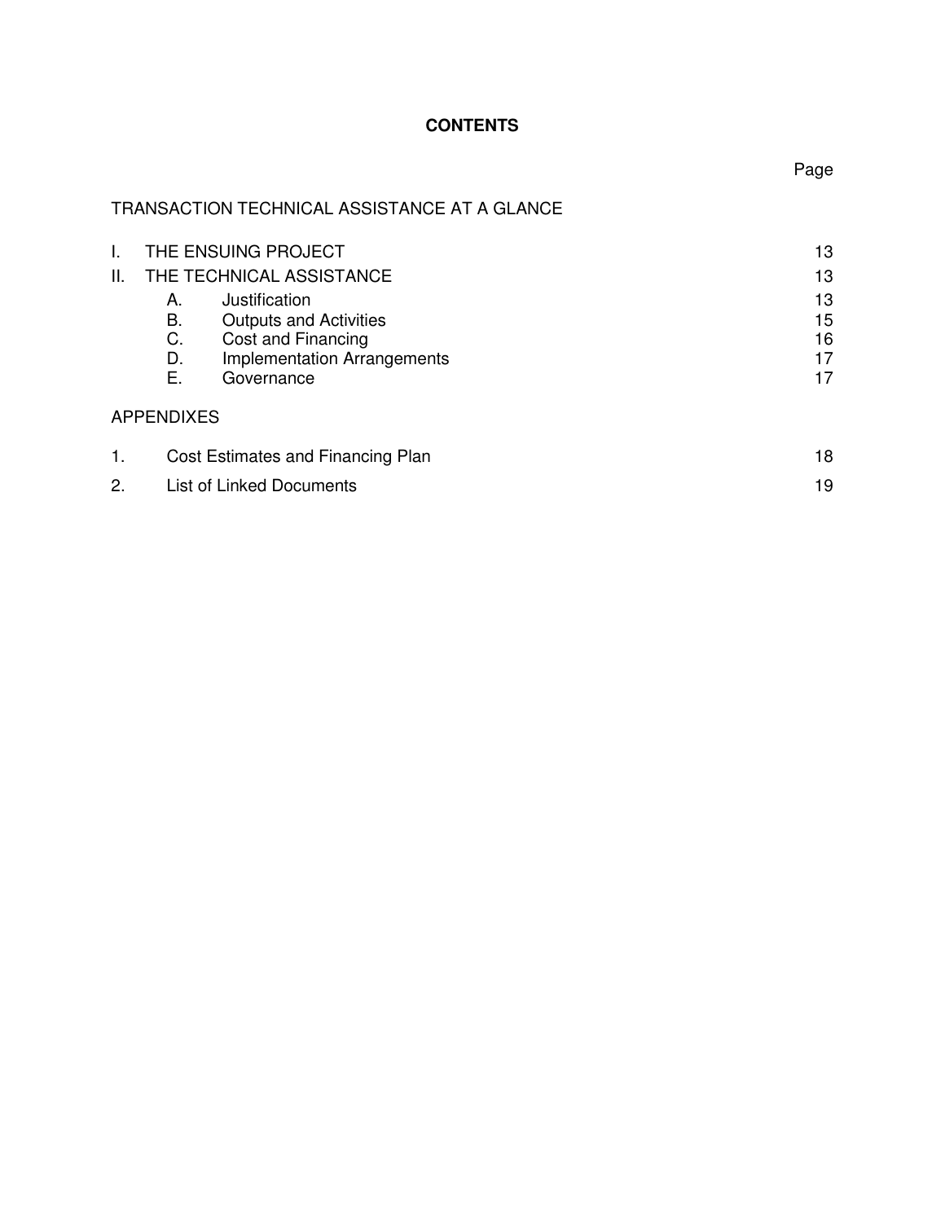# CONTENTS

| | | Page |
|---|---|---|
| TRANSACTION TECHNICAL ASSISTANCE AT A GLANCE | | |
| I. | THE ENSUING PROJECT | 13 |
| II. | THE TECHNICAL ASSISTANCE | 13 |
| | A. Justification | 13 |
| | B. Outputs and Activities | 15 |
| | C. Cost and Financing | 16 |
| | D. Implementation Arrangements | 17 |
| | E. Governance | 17 |
| APPENDIXES | | |
| 1. | Cost Estimates and Financing Plan | 18 |
| 2. | List of Linked Documents | 19 |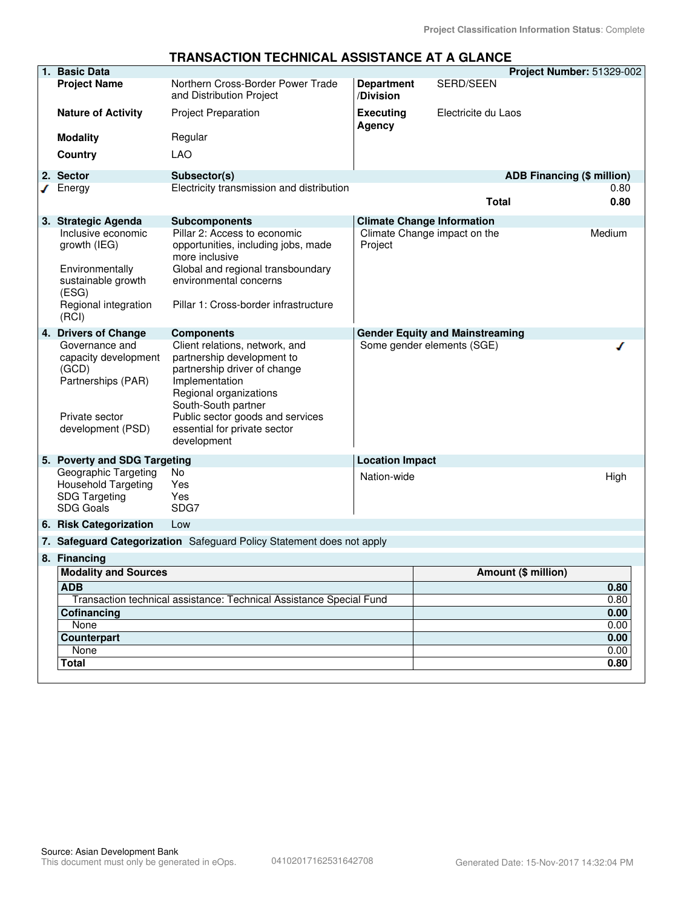Project Classification Information Status: Complete

# TRANSACTION TECHNICAL ASSISTANCE AT A GLANCE

## 1. Basic Data

**Project Number:** 51329-002

| | | | |
|---|---|---|---|
| **Project Name** | Northern Cross-Border Power Trade and Distribution Project | **Department /Division** | SERD/SEEN |
| **Nature of Activity** | Project Preparation | **Executing Agency** | Electricite du Laos |
| **Modality** | Regular | | |
| **Country** | LAO | | |

## 2. Sector

| Sector | Subsector(s) | ADB Financing ($ million) |
|---|---|---|
| ✓ Energy | Electricity transmission and distribution | 0.80 |
| | **Total** | **0.80** |

## 3. Strategic Agenda

| Strategic Agenda | Subcomponents |
|---|---|
| Inclusive economic growth (IEG) | Pillar 2: Access to economic opportunities, including jobs, made more inclusive |
| Environmentally sustainable growth (ESG) | Global and regional transboundary environmental concerns |
| Regional integration (RCI) | Pillar 1: Cross-border infrastructure |

**Climate Change Information**

| | |
|---|---|
| Climate Change impact on the Project | Medium |

## 4. Drivers of Change

| Drivers of Change | Components |
|---|---|
| Governance and capacity development (GCD) | Client relations, network, and partnership development to partnership driver of change |
| Partnerships (PAR) | Implementation<br>Regional organizations<br>South-South partner |
| Private sector development (PSD) | Public sector goods and services essential for private sector development |

**Gender Equity and Mainstreaming**

| | |
|---|---|
| Some gender elements (SGE) | ✓ |

## 5. Poverty and SDG Targeting

| | |
|---|---|
| Geographic Targeting | No |
| Household Targeting | Yes |
| SDG Targeting | Yes |
| SDG Goals | SDG7 |

**Location Impact**

| | |
|---|---|
| Nation-wide | High |

## 6. Risk Categorization

Low

## 7. Safeguard Categorization

Safeguard Policy Statement does not apply

## 8. Financing

| Modality and Sources | Amount ($ million) |
|---|---|
| **ADB** | **0.80** |
| Transaction technical assistance: Technical Assistance Special Fund | 0.80 |
| **Cofinancing** | **0.00** |
| None | 0.00 |
| **Counterpart** | **0.00** |
| None | 0.00 |
| **Total** | **0.80** |

Source: Asian Development Bank
This document must only be generated in eOps. 04102017162531642708 Generated Date: 15-Nov-2017 14:32:04 PM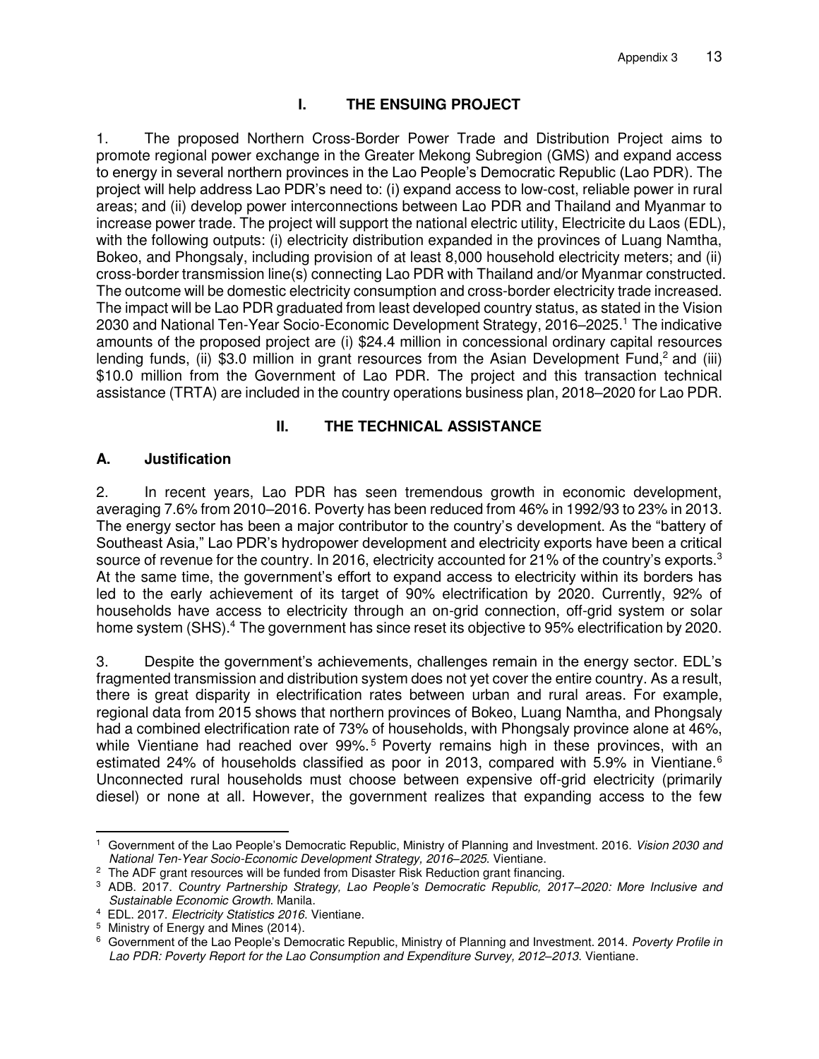## I. THE ENSUING PROJECT

1. The proposed Northern Cross-Border Power Trade and Distribution Project aims to promote regional power exchange in the Greater Mekong Subregion (GMS) and expand access to energy in several northern provinces in the Lao People's Democratic Republic (Lao PDR). The project will help address Lao PDR's need to: (i) expand access to low-cost, reliable power in rural areas; and (ii) develop power interconnections between Lao PDR and Thailand and Myanmar to increase power trade. The project will support the national electric utility, Electricite du Laos (EDL), with the following outputs: (i) electricity distribution expanded in the provinces of Luang Namtha, Bokeo, and Phongsaly, including provision of at least 8,000 household electricity meters; and (ii) cross-border transmission line(s) connecting Lao PDR with Thailand and/or Myanmar constructed. The outcome will be domestic electricity consumption and cross-border electricity trade increased. The impact will be Lao PDR graduated from least developed country status, as stated in the Vision 2030 and National Ten-Year Socio-Economic Development Strategy, 2016–2025.[1] The indicative amounts of the proposed project are (i) $24.4 million in concessional ordinary capital resources lending funds, (ii) $3.0 million in grant resources from the Asian Development Fund,[2] and (iii) $10.0 million from the Government of Lao PDR. The project and this transaction technical assistance (TRTA) are included in the country operations business plan, 2018–2020 for Lao PDR.

## II. THE TECHNICAL ASSISTANCE

### A. Justification

2. In recent years, Lao PDR has seen tremendous growth in economic development, averaging 7.6% from 2010–2016. Poverty has been reduced from 46% in 1992/93 to 23% in 2013. The energy sector has been a major contributor to the country's development. As the "battery of Southeast Asia," Lao PDR's hydropower development and electricity exports have been a critical source of revenue for the country. In 2016, electricity accounted for 21% of the country's exports.[3] At the same time, the government's effort to expand access to electricity within its borders has led to the early achievement of its target of 90% electrification by 2020. Currently, 92% of households have access to electricity through an on-grid connection, off-grid system or solar home system (SHS).[4] The government has since reset its objective to 95% electrification by 2020.

3. Despite the government's achievements, challenges remain in the energy sector. EDL's fragmented transmission and distribution system does not yet cover the entire country. As a result, there is great disparity in electrification rates between urban and rural areas. For example, regional data from 2015 shows that northern provinces of Bokeo, Luang Namtha, and Phongsaly had a combined electrification rate of 73% of households, with Phongsaly province alone at 46%, while Vientiane had reached over 99%.[5] Poverty remains high in these provinces, with an estimated 24% of households classified as poor in 2013, compared with 5.9% in Vientiane.[6] Unconnected rural households must choose between expensive off-grid electricity (primarily diesel) or none at all. However, the government realizes that expanding access to the few

---

[1] Government of the Lao People's Democratic Republic, Ministry of Planning and Investment. 2016. *Vision 2030 and National Ten-Year Socio-Economic Development Strategy, 2016–2025*. Vientiane.

[2] The ADF grant resources will be funded from Disaster Risk Reduction grant financing.

[3] ADB. 2017. *Country Partnership Strategy, Lao People's Democratic Republic, 2017–2020: More Inclusive and Sustainable Economic Growth*. Manila.

[4] EDL. 2017. *Electricity Statistics 2016*. Vientiane.

[5] Ministry of Energy and Mines (2014).

[6] Government of the Lao People's Democratic Republic, Ministry of Planning and Investment. 2014. *Poverty Profile in Lao PDR: Poverty Report for the Lao Consumption and Expenditure Survey, 2012–2013*. Vientiane.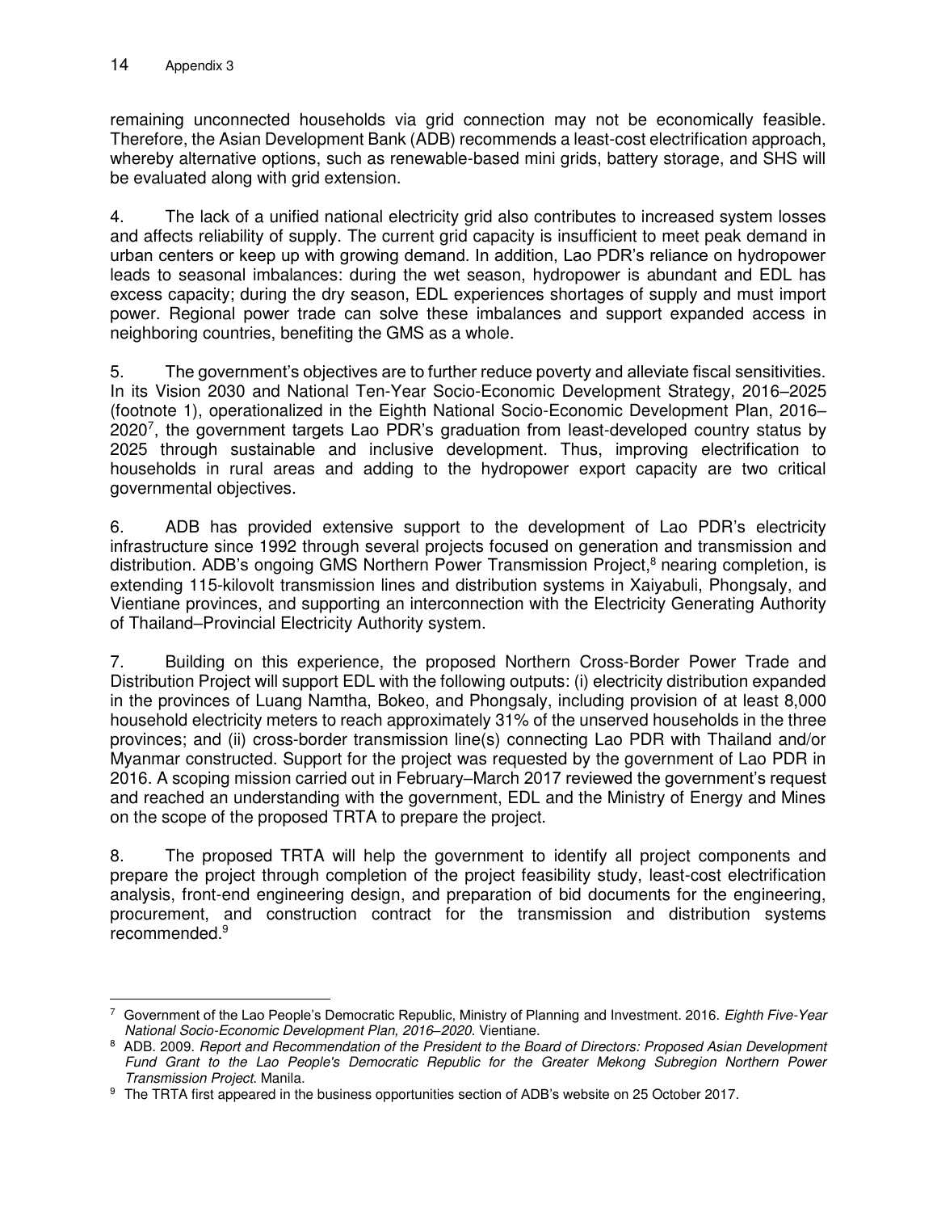remaining unconnected households via grid connection may not be economically feasible. Therefore, the Asian Development Bank (ADB) recommends a least-cost electrification approach, whereby alternative options, such as renewable-based mini grids, battery storage, and SHS will be evaluated along with grid extension.

4. The lack of a unified national electricity grid also contributes to increased system losses and affects reliability of supply. The current grid capacity is insufficient to meet peak demand in urban centers or keep up with growing demand. In addition, Lao PDR's reliance on hydropower leads to seasonal imbalances: during the wet season, hydropower is abundant and EDL has excess capacity; during the dry season, EDL experiences shortages of supply and must import power. Regional power trade can solve these imbalances and support expanded access in neighboring countries, benefiting the GMS as a whole.

5. The government's objectives are to further reduce poverty and alleviate fiscal sensitivities. In its Vision 2030 and National Ten-Year Socio-Economic Development Strategy, 2016–2025 (footnote 1), operationalized in the Eighth National Socio-Economic Development Plan, 2016–2020[7], the government targets Lao PDR's graduation from least-developed country status by 2025 through sustainable and inclusive development. Thus, improving electrification to households in rural areas and adding to the hydropower export capacity are two critical governmental objectives.

6. ADB has provided extensive support to the development of Lao PDR's electricity infrastructure since 1992 through several projects focused on generation and transmission and distribution. ADB's ongoing GMS Northern Power Transmission Project,[8] nearing completion, is extending 115-kilovolt transmission lines and distribution systems in Xaiyabuli, Phongsaly, and Vientiane provinces, and supporting an interconnection with the Electricity Generating Authority of Thailand–Provincial Electricity Authority system.

7. Building on this experience, the proposed Northern Cross-Border Power Trade and Distribution Project will support EDL with the following outputs: (i) electricity distribution expanded in the provinces of Luang Namtha, Bokeo, and Phongsaly, including provision of at least 8,000 household electricity meters to reach approximately 31% of the unserved households in the three provinces; and (ii) cross-border transmission line(s) connecting Lao PDR with Thailand and/or Myanmar constructed. Support for the project was requested by the government of Lao PDR in 2016. A scoping mission carried out in February–March 2017 reviewed the government's request and reached an understanding with the government, EDL and the Ministry of Energy and Mines on the scope of the proposed TRTA to prepare the project.

8. The proposed TRTA will help the government to identify all project components and prepare the project through completion of the project feasibility study, least-cost electrification analysis, front-end engineering design, and preparation of bid documents for the engineering, procurement, and construction contract for the transmission and distribution systems recommended.[9]

---

[7] Government of the Lao People's Democratic Republic, Ministry of Planning and Investment. 2016. *Eighth Five-Year National Socio-Economic Development Plan, 2016–2020*. Vientiane.

[8] ADB. 2009. *Report and Recommendation of the President to the Board of Directors: Proposed Asian Development Fund Grant to the Lao People's Democratic Republic for the Greater Mekong Subregion Northern Power Transmission Project*. Manila.

[9] The TRTA first appeared in the business opportunities section of ADB's website on 25 October 2017.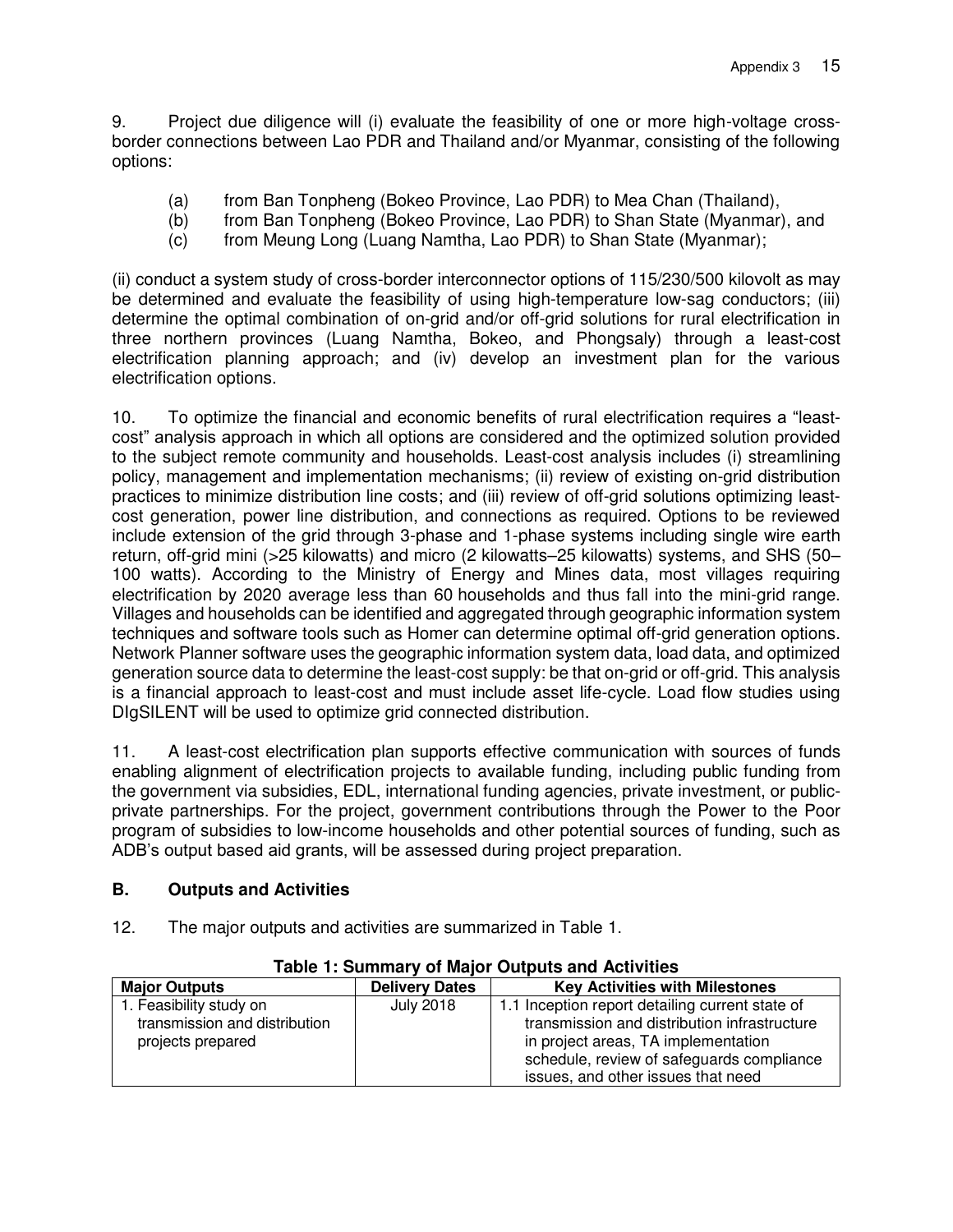9. Project due diligence will (i) evaluate the feasibility of one or more high-voltage cross-border connections between Lao PDR and Thailand and/or Myanmar, consisting of the following options:

(a) from Ban Tonpheng (Bokeo Province, Lao PDR) to Mea Chan (Thailand),
(b) from Ban Tonpheng (Bokeo Province, Lao PDR) to Shan State (Myanmar), and
(c) from Meung Long (Luang Namtha, Lao PDR) to Shan State (Myanmar);

(ii) conduct a system study of cross-border interconnector options of 115/230/500 kilovolt as may be determined and evaluate the feasibility of using high-temperature low-sag conductors; (iii) determine the optimal combination of on-grid and/or off-grid solutions for rural electrification in three northern provinces (Luang Namtha, Bokeo, and Phongsaly) through a least-cost electrification planning approach; and (iv) develop an investment plan for the various electrification options.

10. To optimize the financial and economic benefits of rural electrification requires a "least-cost" analysis approach in which all options are considered and the optimized solution provided to the subject remote community and households. Least-cost analysis includes (i) streamlining policy, management and implementation mechanisms; (ii) review of existing on-grid distribution practices to minimize distribution line costs; and (iii) review of off-grid solutions optimizing least-cost generation, power line distribution, and connections as required. Options to be reviewed include extension of the grid through 3-phase and 1-phase systems including single wire earth return, off-grid mini (>25 kilowatts) and micro (2 kilowatts–25 kilowatts) systems, and SHS (50–100 watts). According to the Ministry of Energy and Mines data, most villages requiring electrification by 2020 average less than 60 households and thus fall into the mini-grid range. Villages and households can be identified and aggregated through geographic information system techniques and software tools such as Homer can determine optimal off-grid generation options. Network Planner software uses the geographic information system data, load data, and optimized generation source data to determine the least-cost supply: be that on-grid or off-grid. This analysis is a financial approach to least-cost and must include asset life-cycle. Load flow studies using DIgSILENT will be used to optimize grid connected distribution.

11. A least-cost electrification plan supports effective communication with sources of funds enabling alignment of electrification projects to available funding, including public funding from the government via subsidies, EDL, international funding agencies, private investment, or public-private partnerships. For the project, government contributions through the Power to the Poor program of subsidies to low-income households and other potential sources of funding, such as ADB's output based aid grants, will be assessed during project preparation.

## B. Outputs and Activities

12. The major outputs and activities are summarized in Table 1.

**Table 1: Summary of Major Outputs and Activities**

| Major Outputs | Delivery Dates | Key Activities with Milestones |
|---|---|---|
| 1. Feasibility study on transmission and distribution projects prepared | July 2018 | 1.1 Inception report detailing current state of transmission and distribution infrastructure in project areas, TA implementation schedule, review of safeguards compliance issues, and other issues that need |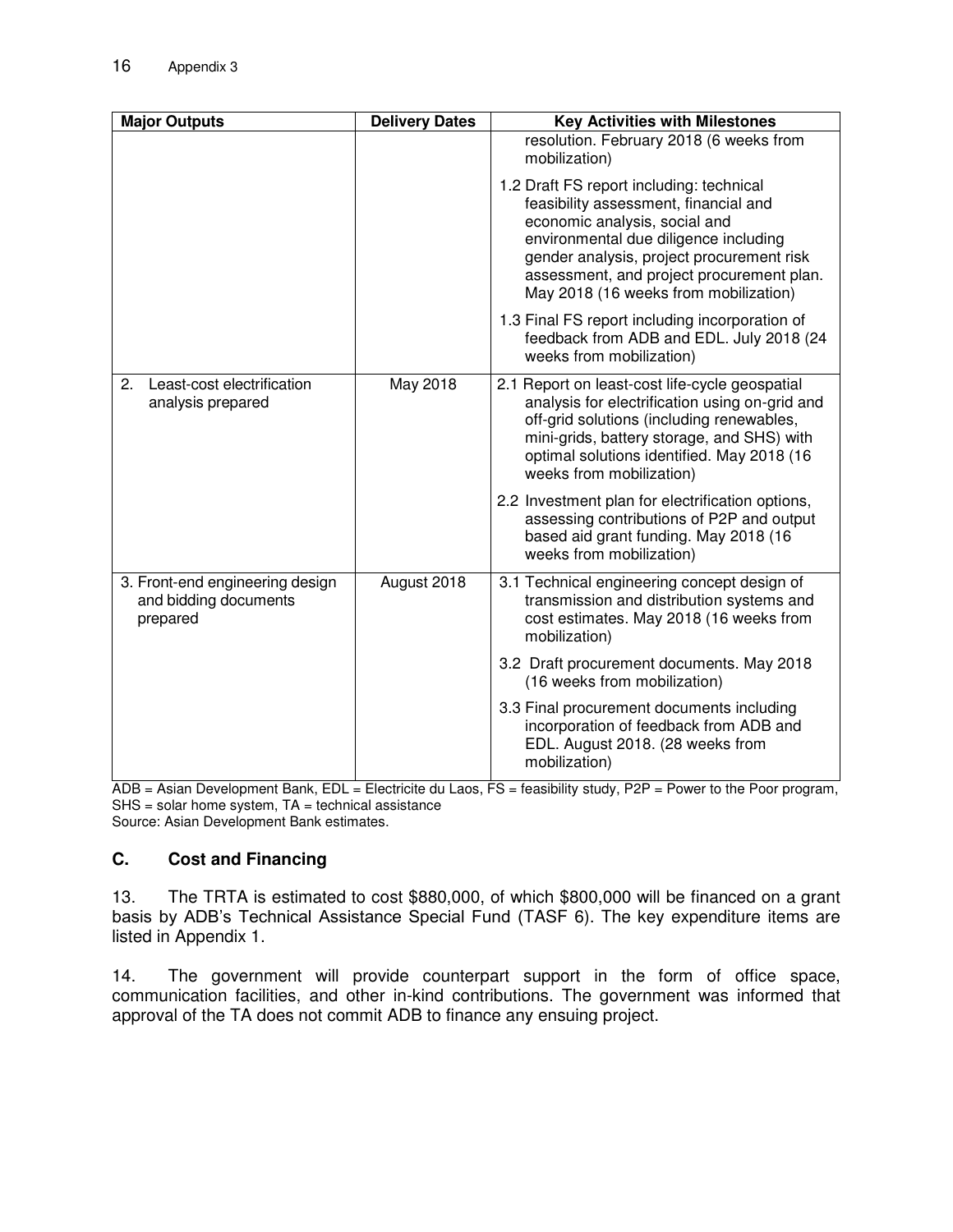| Major Outputs | Delivery Dates | Key Activities with Milestones |
|---|---|---|
| | | resolution. February 2018 (6 weeks from mobilization) |
| | | 1.2 Draft FS report including: technical feasibility assessment, financial and economic analysis, social and environmental due diligence including gender analysis, project procurement risk assessment, and project procurement plan. May 2018 (16 weeks from mobilization) |
| | | 1.3 Final FS report including incorporation of feedback from ADB and EDL. July 2018 (24 weeks from mobilization) |
| 2. Least-cost electrification analysis prepared | May 2018 | 2.1 Report on least-cost life-cycle geospatial analysis for electrification using on-grid and off-grid solutions (including renewables, mini-grids, battery storage, and SHS) with optimal solutions identified. May 2018 (16 weeks from mobilization) |
| | | 2.2 Investment plan for electrification options, assessing contributions of P2P and output based aid grant funding. May 2018 (16 weeks from mobilization) |
| 3. Front-end engineering design and bidding documents prepared | August 2018 | 3.1 Technical engineering concept design of transmission and distribution systems and cost estimates. May 2018 (16 weeks from mobilization) |
| | | 3.2 Draft procurement documents. May 2018 (16 weeks from mobilization) |
| | | 3.3 Final procurement documents including incorporation of feedback from ADB and EDL. August 2018. (28 weeks from mobilization) |

ADB = Asian Development Bank, EDL = Electricite du Laos, FS = feasibility study, P2P = Power to the Poor program, SHS = solar home system, TA = technical assistance

Source: Asian Development Bank estimates.

### C. Cost and Financing

13. The TRTA is estimated to cost $880,000, of which $800,000 will be financed on a grant basis by ADB's Technical Assistance Special Fund (TASF 6). The key expenditure items are listed in Appendix 1.

14. The government will provide counterpart support in the form of office space, communication facilities, and other in-kind contributions. The government was informed that approval of the TA does not commit ADB to finance any ensuing project.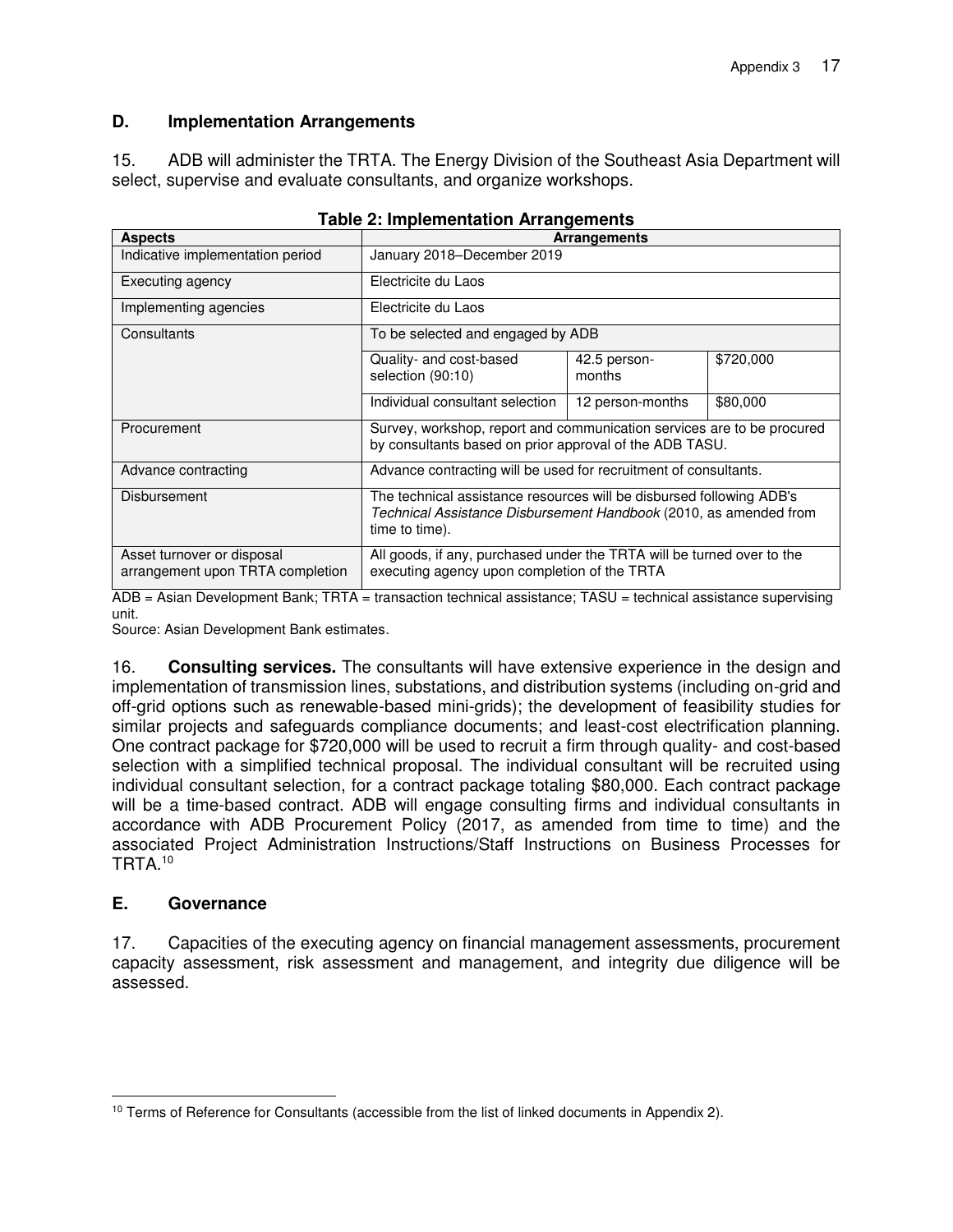## D. Implementation Arrangements

15. ADB will administer the TRTA. The Energy Division of the Southeast Asia Department will select, supervise and evaluate consultants, and organize workshops.

**Table 2: Implementation Arrangements**

| Aspects | Arrangements | | |
|---|---|---|---|
| Indicative implementation period | January 2018–December 2019 | | |
| Executing agency | Electricite du Laos | | |
| Implementing agencies | Electricite du Laos | | |
| Consultants | To be selected and engaged by ADB | | |
| | Quality- and cost-based selection (90:10) | 42.5 person-months | $720,000 |
| | Individual consultant selection | 12 person-months | $80,000 |
| Procurement | Survey, workshop, report and communication services are to be procured by consultants based on prior approval of the ADB TASU. | | |
| Advance contracting | Advance contracting will be used for recruitment of consultants. | | |
| Disbursement | The technical assistance resources will be disbursed following ADB's *Technical Assistance Disbursement Handbook* (2010, as amended from time to time). | | |
| Asset turnover or disposal arrangement upon TRTA completion | All goods, if any, purchased under the TRTA will be turned over to the executing agency upon completion of the TRTA | | |

ADB = Asian Development Bank; TRTA = transaction technical assistance; TASU = technical assistance supervising unit.

Source: Asian Development Bank estimates.

16. **Consulting services.** The consultants will have extensive experience in the design and implementation of transmission lines, substations, and distribution systems (including on-grid and off-grid options such as renewable-based mini-grids); the development of feasibility studies for similar projects and safeguards compliance documents; and least-cost electrification planning. One contract package for $720,000 will be used to recruit a firm through quality- and cost-based selection with a simplified technical proposal. The individual consultant will be recruited using individual consultant selection, for a contract package totaling $80,000. Each contract package will be a time-based contract. ADB will engage consulting firms and individual consultants in accordance with ADB Procurement Policy (2017, as amended from time to time) and the associated Project Administration Instructions/Staff Instructions on Business Processes for TRTA.[10]

## E. Governance

17. Capacities of the executing agency on financial management assessments, procurement capacity assessment, risk assessment and management, and integrity due diligence will be assessed.

[10] Terms of Reference for Consultants (accessible from the list of linked documents in Appendix 2).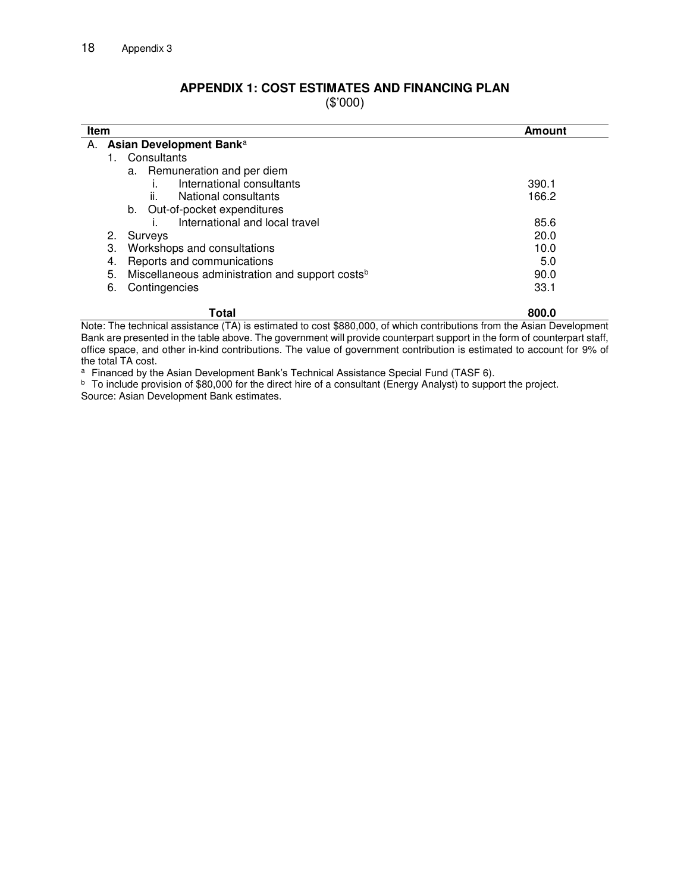## APPENDIX 1: COST ESTIMATES AND FINANCING PLAN

($'000)

| Item | Amount |
|---|---|
| A. **Asian Development Bank**[a] | |
| 1. Consultants | |
| a. Remuneration and per diem | |
| i. International consultants | 390.1 |
| ii. National consultants | 166.2 |
| b. Out-of-pocket expenditures | |
| i. International and local travel | 85.6 |
| 2. Surveys | 20.0 |
| 3. Workshops and consultations | 10.0 |
| 4. Reports and communications | 5.0 |
| 5. Miscellaneous administration and support costs[b] | 90.0 |
| 6. Contingencies | 33.1 |
| **Total** | **800.0** |

Note: The technical assistance (TA) is estimated to cost $880,000, of which contributions from the Asian Development Bank are presented in the table above. The government will provide counterpart support in the form of counterpart staff, office space, and other in-kind contributions. The value of government contribution is estimated to account for 9% of the total TA cost.

[a] Financed by the Asian Development Bank's Technical Assistance Special Fund (TASF 6).

[b] To include provision of $80,000 for the direct hire of a consultant (Energy Analyst) to support the project.

Source: Asian Development Bank estimates.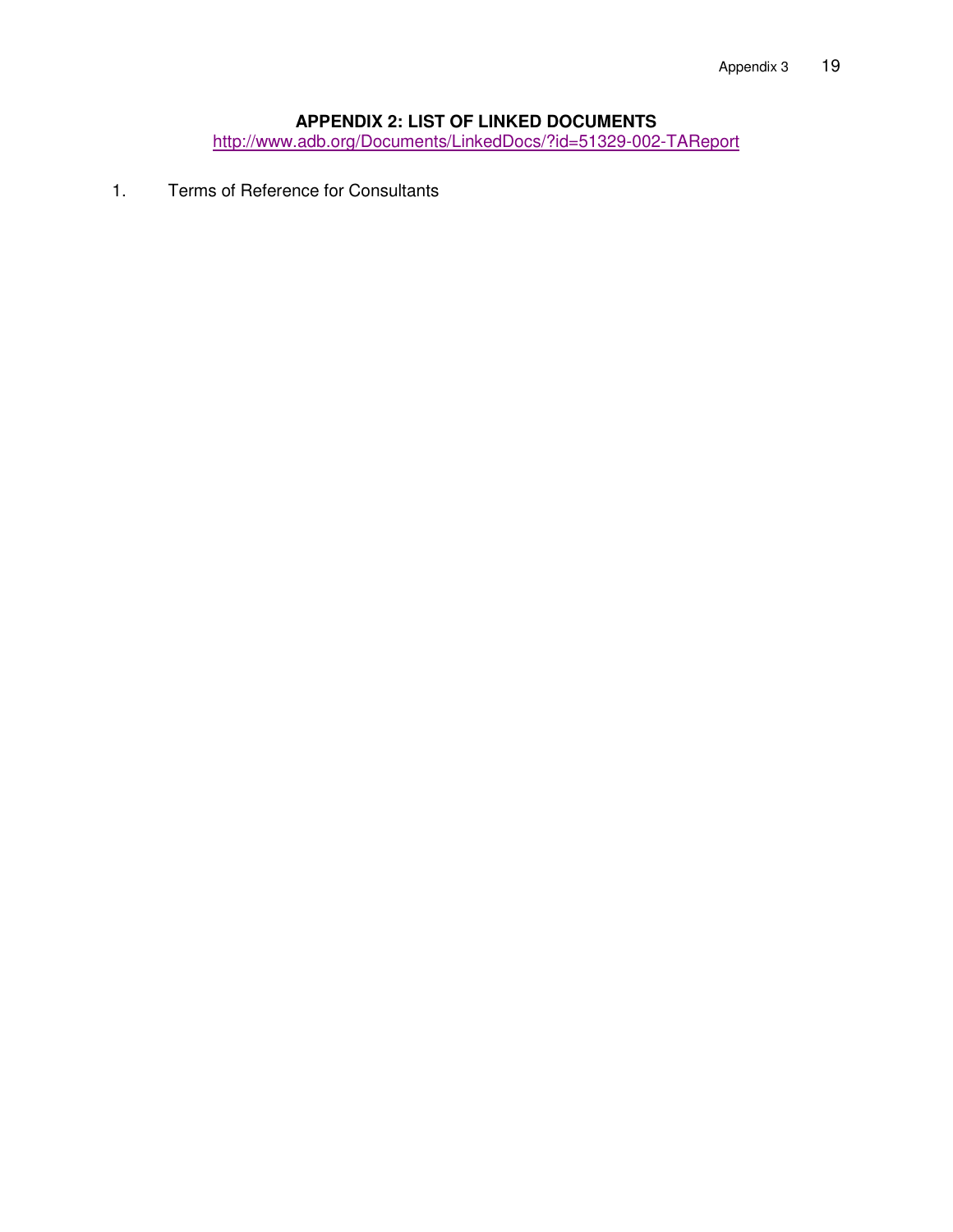## APPENDIX 2: LIST OF LINKED DOCUMENTS

http://www.adb.org/Documents/LinkedDocs/?id=51329-002-TAReport

1. Terms of Reference for Consultants